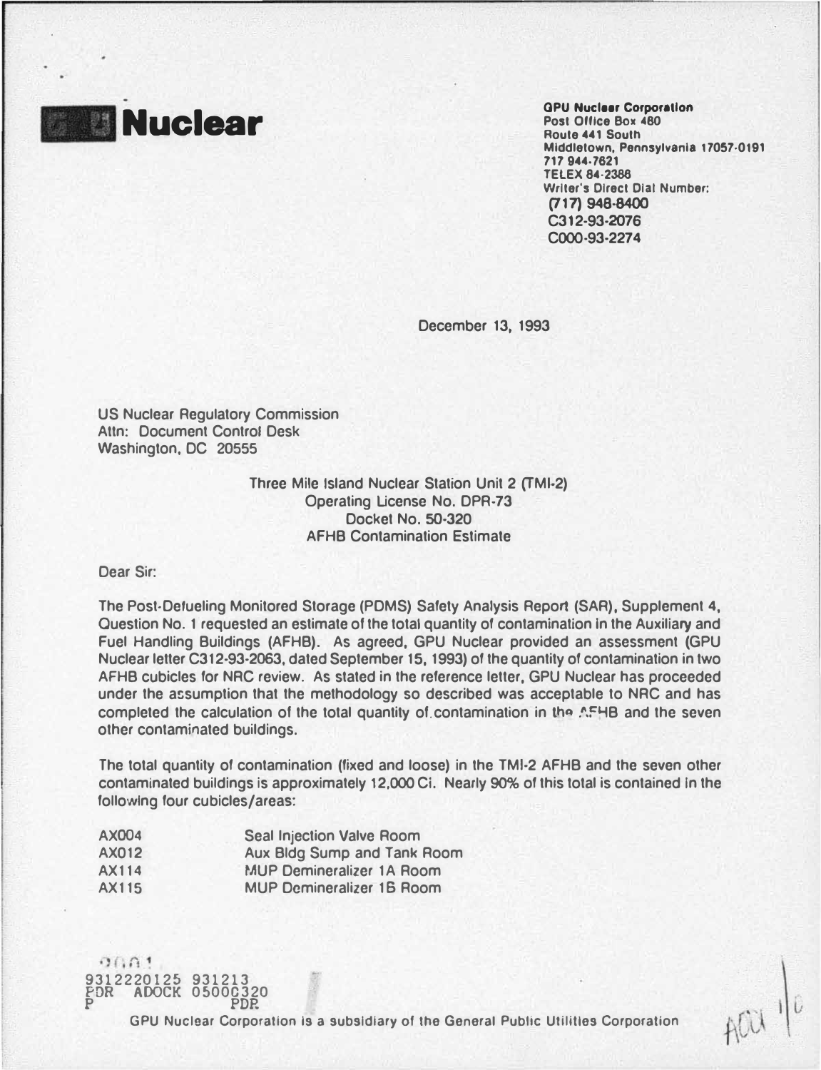# GPU Nuclear

**GPU Nuclear Corporation**
Post Office Box 480
Route 441 South
Middletown, Pennsylvania 17057-0191
717 944-7621
TELEX 84-2386
Writer's Direct Dial Number:
(717) 948-8400
C312-93-2076
C000-93-2274

December 13, 1993

US Nuclear Regulatory Commission
Attn: Document Control Desk
Washington, DC 20555

Three Mile Island Nuclear Station Unit 2 (TMI-2)
Operating License No. DPR-73
Docket No. 50-320
AFHB Contamination Estimate

Dear Sir:

The Post-Defueling Monitored Storage (PDMS) Safety Analysis Report (SAR), Supplement 4, Question No. 1 requested an estimate of the total quantity of contamination in the Auxiliary and Fuel Handling Buildings (AFHB). As agreed, GPU Nuclear provided an assessment (GPU Nuclear letter C312-93-2063, dated September 15, 1993) of the quantity of contamination in two AFHB cubicles for NRC review. As stated in the reference letter, GPU Nuclear has proceeded under the assumption that the methodology so described was acceptable to NRC and has completed the calculation of the total quantity of contamination in the AFHB and the seven other contaminated buildings.

The total quantity of contamination (fixed and loose) in the TMI-2 AFHB and the seven other contaminated buildings is approximately 12,000 Ci. Nearly 90% of this total is contained in the following four cubicles/areas:

| | |
|---|---|
| AX004 | Seal Injection Valve Room |
| AX012 | Aux Bldg Sump and Tank Room |
| AX114 | MUP Demineralizer 1A Room |
| AX115 | MUP Demineralizer 1B Room |

9312220125 931213
PDR ADOCK 05000320
P PDR

GPU Nuclear Corporation is a subsidiary of the General Public Utilities Corporation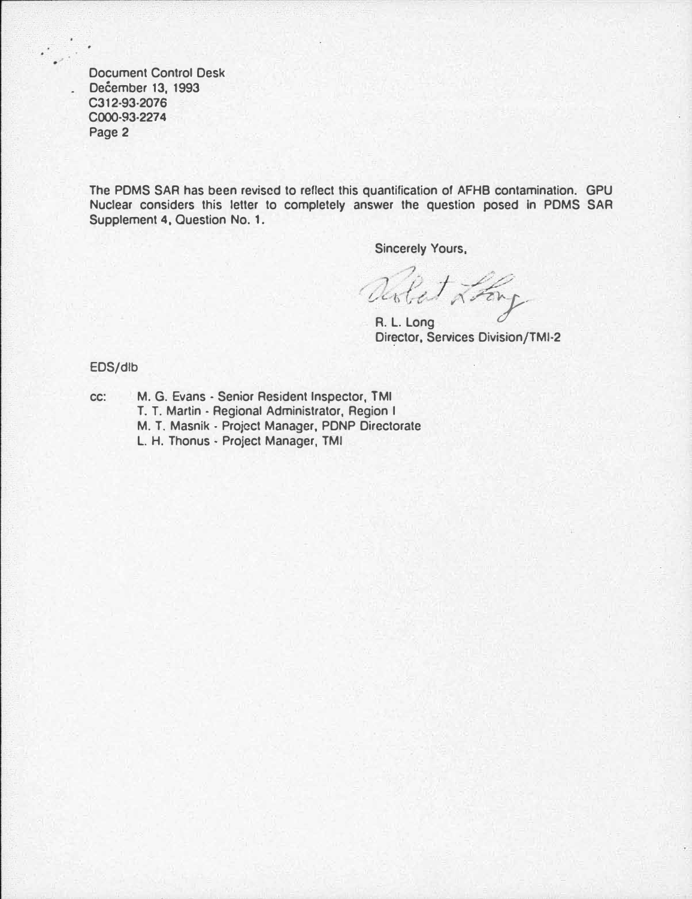Document Control Desk
December 13, 1993
C312-93-2076
C000-93-2274
Page 2

The PDMS SAR has been revised to reflect this quantification of AFHB contamination. GPU Nuclear considers this letter to completely answer the question posed in PDMS SAR Supplement 4, Question No. 1.

Sincerely Yours,

R. L. Long
Director, Services Division/TMI-2

EDS/dlb

cc: M. G. Evans - Senior Resident Inspector, TMI
T. T. Martin - Regional Administrator, Region I
M. T. Masnik - Project Manager, PDNP Directorate
L. H. Thonus - Project Manager, TMI